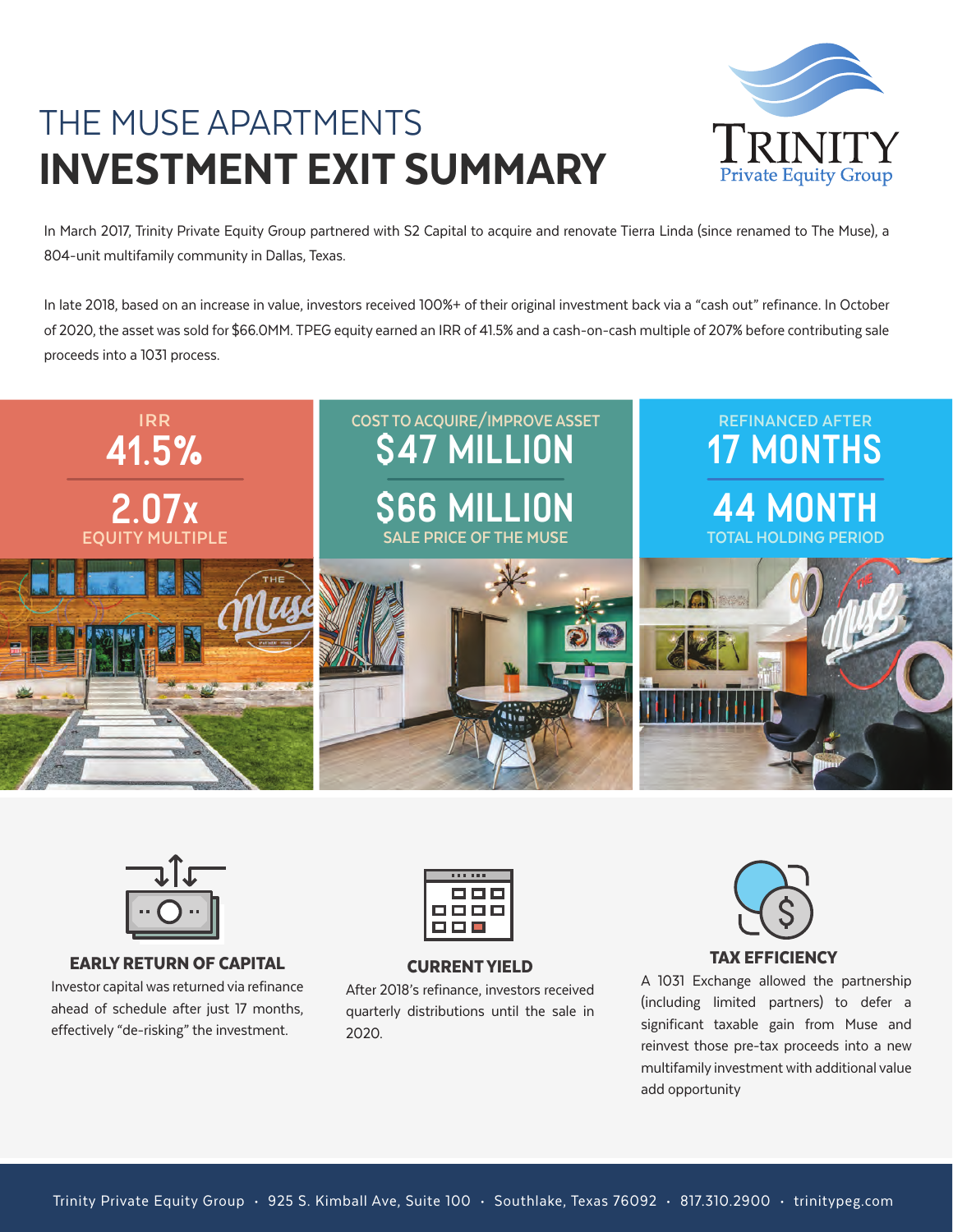# THE MUSE APARTMENTS
# INVESTMENT EXIT SUMMARY

Trinity Private Equity Group

In March 2017, Trinity Private Equity Group partnered with S2 Capital to acquire and renovate Tierra Linda (since renamed to The Muse), a 804-unit multifamily community in Dallas, Texas.

In late 2018, based on an increase in value, investors received 100%+ of their original investment back via a "cash out" refinance. In October of 2020, the asset was sold for $66.0MM. TPEG equity earned an IRR of 41.5% and a cash-on-cash multiple of 207% before contributing sale proceeds into a 1031 process.

| IRR | COST TO ACQUIRE/IMPROVE ASSET | REFINANCED AFTER |
| --- | --- | --- |
| **41.5%** | **$47 MILLION** | **17 MONTHS** |
| **2.07x** | **$66 MILLION** | **44 MONTH** |
| EQUITY MULTIPLE | SALE PRICE OF THE MUSE | TOTAL HOLDING PERIOD |

### EARLY RETURN OF CAPITAL

Investor capital was returned via refinance ahead of schedule after just 17 months, effectively "de-risking" the investment.

### CURRENT YIELD

After 2018's refinance, investors received quarterly distributions until the sale in 2020.

### TAX EFFICIENCY

A 1031 Exchange allowed the partnership (including limited partners) to defer a significant taxable gain from Muse and reinvest those pre-tax proceeds into a new multifamily investment with additional value add opportunity

Trinity Private Equity Group · 925 S. Kimball Ave, Suite 100 · Southlake, Texas 76092 · 817.310.2900 · trinitypeg.com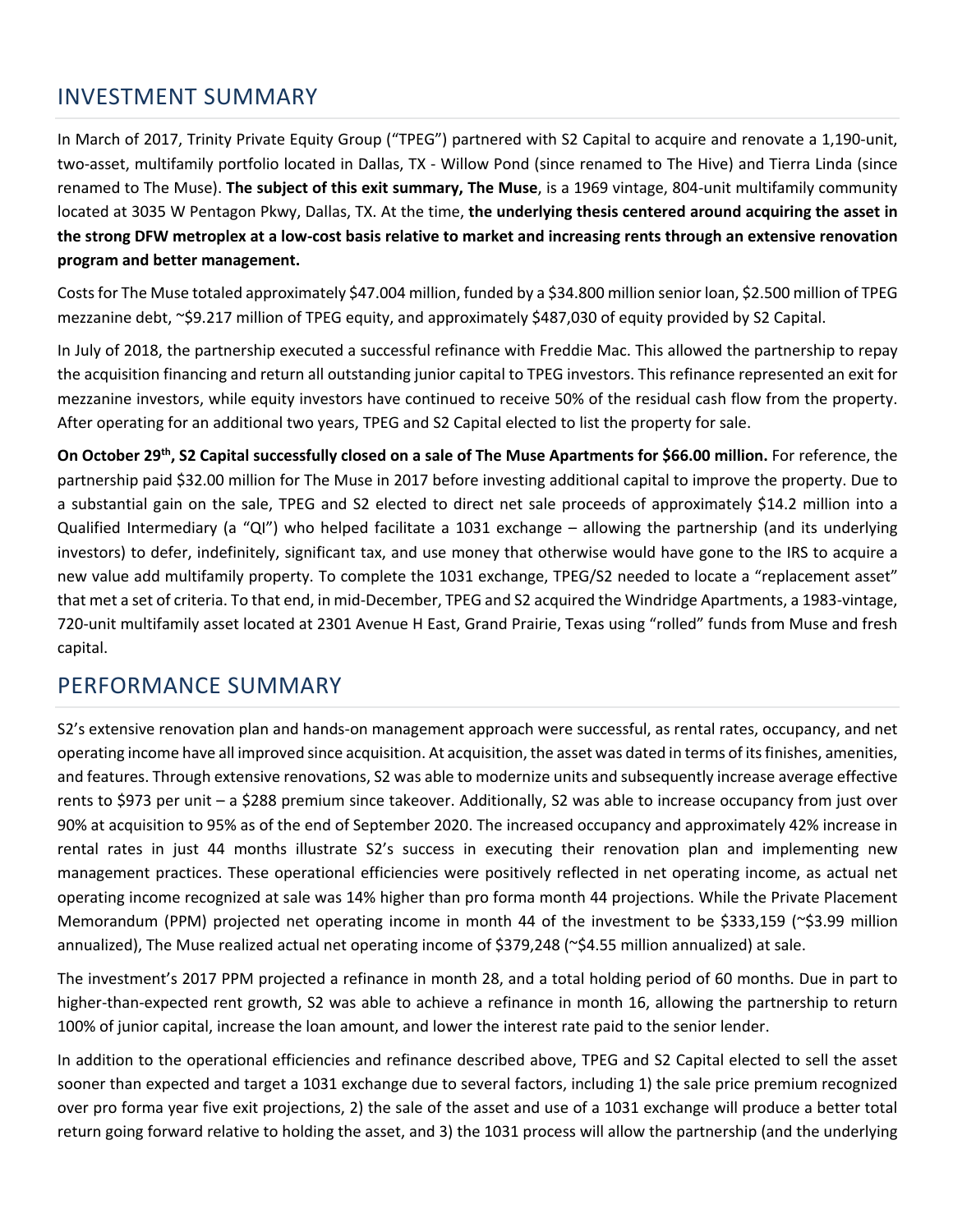## INVESTMENT SUMMARY

In March of 2017, Trinity Private Equity Group ("TPEG") partnered with S2 Capital to acquire and renovate a 1,190-unit, two-asset, multifamily portfolio located in Dallas, TX - Willow Pond (since renamed to The Hive) and Tierra Linda (since renamed to The Muse). **The subject of this exit summary, The Muse**, is a 1969 vintage, 804-unit multifamily community located at 3035 W Pentagon Pkwy, Dallas, TX. At the time, **the underlying thesis centered around acquiring the asset in the strong DFW metroplex at a low-cost basis relative to market and increasing rents through an extensive renovation program and better management.**

Costs for The Muse totaled approximately $47.004 million, funded by a $34.800 million senior loan, $2.500 million of TPEG mezzanine debt, ~$9.217 million of TPEG equity, and approximately $487,030 of equity provided by S2 Capital.

In July of 2018, the partnership executed a successful refinance with Freddie Mac. This allowed the partnership to repay the acquisition financing and return all outstanding junior capital to TPEG investors. This refinance represented an exit for mezzanine investors, while equity investors have continued to receive 50% of the residual cash flow from the property. After operating for an additional two years, TPEG and S2 Capital elected to list the property for sale.

**On October 29th, S2 Capital successfully closed on a sale of The Muse Apartments for $66.00 million.** For reference, the partnership paid $32.00 million for The Muse in 2017 before investing additional capital to improve the property. Due to a substantial gain on the sale, TPEG and S2 elected to direct net sale proceeds of approximately $14.2 million into a Qualified Intermediary (a "QI") who helped facilitate a 1031 exchange – allowing the partnership (and its underlying investors) to defer, indefinitely, significant tax, and use money that otherwise would have gone to the IRS to acquire a new value add multifamily property. To complete the 1031 exchange, TPEG/S2 needed to locate a "replacement asset" that met a set of criteria. To that end, in mid-December, TPEG and S2 acquired the Windridge Apartments, a 1983-vintage, 720-unit multifamily asset located at 2301 Avenue H East, Grand Prairie, Texas using "rolled" funds from Muse and fresh capital.

## PERFORMANCE SUMMARY

S2's extensive renovation plan and hands-on management approach were successful, as rental rates, occupancy, and net operating income have all improved since acquisition. At acquisition, the asset was dated in terms of its finishes, amenities, and features. Through extensive renovations, S2 was able to modernize units and subsequently increase average effective rents to $973 per unit – a $288 premium since takeover. Additionally, S2 was able to increase occupancy from just over 90% at acquisition to 95% as of the end of September 2020. The increased occupancy and approximately 42% increase in rental rates in just 44 months illustrate S2's success in executing their renovation plan and implementing new management practices. These operational efficiencies were positively reflected in net operating income, as actual net operating income recognized at sale was 14% higher than pro forma month 44 projections. While the Private Placement Memorandum (PPM) projected net operating income in month 44 of the investment to be $333,159 (~$3.99 million annualized), The Muse realized actual net operating income of $379,248 (~$4.55 million annualized) at sale.

The investment's 2017 PPM projected a refinance in month 28, and a total holding period of 60 months. Due in part to higher-than-expected rent growth, S2 was able to achieve a refinance in month 16, allowing the partnership to return 100% of junior capital, increase the loan amount, and lower the interest rate paid to the senior lender.

In addition to the operational efficiencies and refinance described above, TPEG and S2 Capital elected to sell the asset sooner than expected and target a 1031 exchange due to several factors, including 1) the sale price premium recognized over pro forma year five exit projections, 2) the sale of the asset and use of a 1031 exchange will produce a better total return going forward relative to holding the asset, and 3) the 1031 process will allow the partnership (and the underlying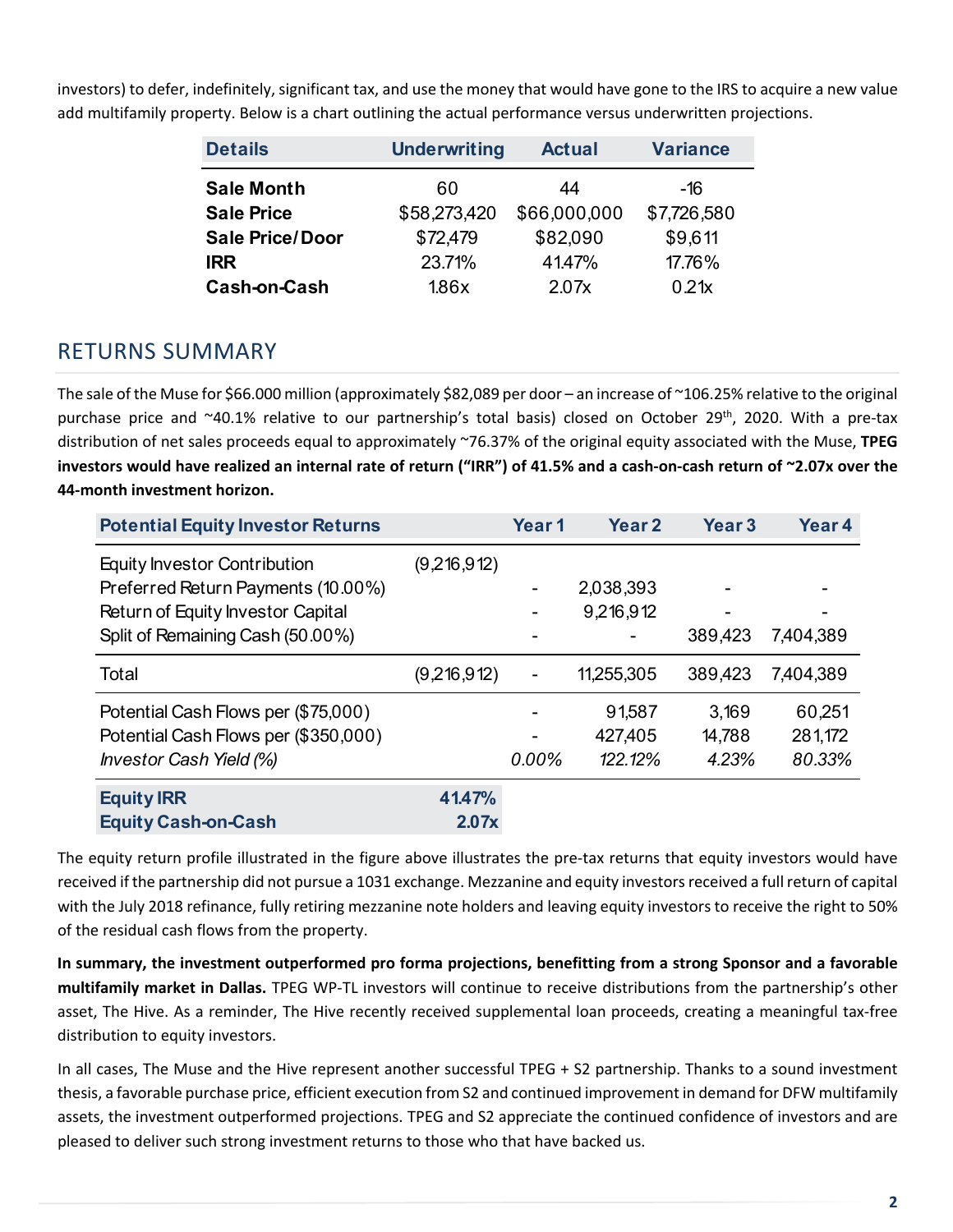investors) to defer, indefinitely, significant tax, and use the money that would have gone to the IRS to acquire a new value add multifamily property. Below is a chart outlining the actual performance versus underwritten projections.

| Details | Underwriting | Actual | Variance |
|---|---|---|---|
| **Sale Month** | 60 | 44 | -16 |
| **Sale Price** | $58,273,420 | $66,000,000 | $7,726,580 |
| **Sale Price/Door** | $72,479 | $82,090 | $9,611 |
| **IRR** | 23.71% | 41.47% | 17.76% |
| **Cash-on-Cash** | 1.86x | 2.07x | 0.21x |

## RETURNS SUMMARY

The sale of the Muse for $66.000 million (approximately $82,089 per door – an increase of ~106.25% relative to the original purchase price and ~40.1% relative to our partnership's total basis) closed on October 29th, 2020. With a pre-tax distribution of net sales proceeds equal to approximately ~76.37% of the original equity associated with the Muse, **TPEG investors would have realized an internal rate of return ("IRR") of 41.5% and a cash-on-cash return of ~2.07x over the 44-month investment horizon.**

| Potential Equity Investor Returns | | Year 1 | Year 2 | Year 3 | Year 4 |
|---|---|---|---|---|---|
| Equity Investor Contribution | (9,216,912) | | | | |
| Preferred Return Payments (10.00%) | | - | 2,038,393 | - | - |
| Return of Equity Investor Capital | | - | 9,216,912 | - | - |
| Split of Remaining Cash (50.00%) | | - | - | 389,423 | 7,404,389 |
| Total | (9,216,912) | - | 11,255,305 | 389,423 | 7,404,389 |
| Potential Cash Flows per ($75,000) | | - | 91,587 | 3,169 | 60,251 |
| Potential Cash Flows per ($350,000) | | - | 427,405 | 14,788 | 281,172 |
| *Investor Cash Yield (%)* | | *0.00%* | *122.12%* | *4.23%* | *80.33%* |
| **Equity IRR** | **41.47%** | | | | |
| **Equity Cash-on-Cash** | **2.07x** | | | | |

The equity return profile illustrated in the figure above illustrates the pre-tax returns that equity investors would have received if the partnership did not pursue a 1031 exchange. Mezzanine and equity investors received a full return of capital with the July 2018 refinance, fully retiring mezzanine note holders and leaving equity investors to receive the right to 50% of the residual cash flows from the property.

**In summary, the investment outperformed pro forma projections, benefitting from a strong Sponsor and a favorable multifamily market in Dallas.** TPEG WP-TL investors will continue to receive distributions from the partnership's other asset, The Hive. As a reminder, The Hive recently received supplemental loan proceeds, creating a meaningful tax-free distribution to equity investors.

In all cases, The Muse and the Hive represent another successful TPEG + S2 partnership. Thanks to a sound investment thesis, a favorable purchase price, efficient execution from S2 and continued improvement in demand for DFW multifamily assets, the investment outperformed projections. TPEG and S2 appreciate the continued confidence of investors and are pleased to deliver such strong investment returns to those who that have backed us.